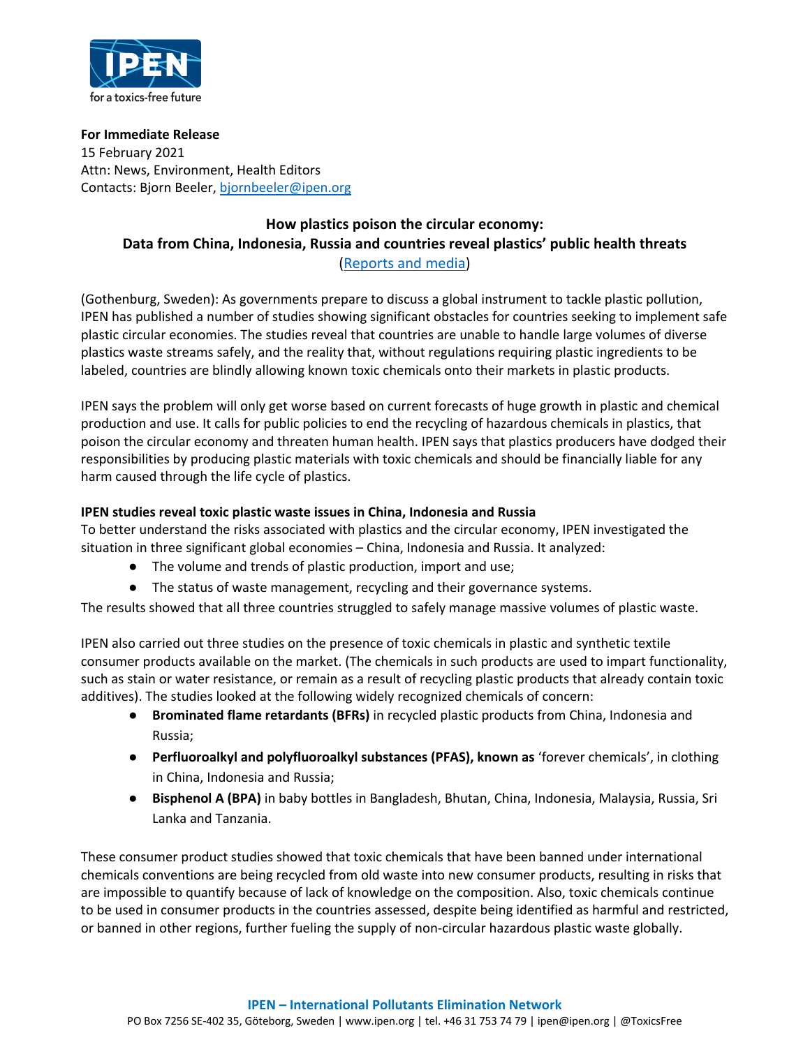**For Immediate Release**
15 February 2021
Attn: News, Environment, Health Editors
Contacts: Bjorn Beeler, bjornbeeler@ipen.org

## How plastics poison the circular economy: Data from China, Indonesia, Russia and countries reveal plastics' public health threats

(Reports and media)

(Gothenburg, Sweden): As governments prepare to discuss a global instrument to tackle plastic pollution, IPEN has published a number of studies showing significant obstacles for countries seeking to implement safe plastic circular economies. The studies reveal that countries are unable to handle large volumes of diverse plastics waste streams safely, and the reality that, without regulations requiring plastic ingredients to be labeled, countries are blindly allowing known toxic chemicals onto their markets in plastic products.

IPEN says the problem will only get worse based on current forecasts of huge growth in plastic and chemical production and use. It calls for public policies to end the recycling of hazardous chemicals in plastics, that poison the circular economy and threaten human health. IPEN says that plastics producers have dodged their responsibilities by producing plastic materials with toxic chemicals and should be financially liable for any harm caused through the life cycle of plastics.

**IPEN studies reveal toxic plastic waste issues in China, Indonesia and Russia**

To better understand the risks associated with plastics and the circular economy, IPEN investigated the situation in three significant global economies – China, Indonesia and Russia. It analyzed:

- The volume and trends of plastic production, import and use;
- The status of waste management, recycling and their governance systems.

The results showed that all three countries struggled to safely manage massive volumes of plastic waste.

IPEN also carried out three studies on the presence of toxic chemicals in plastic and synthetic textile consumer products available on the market. (The chemicals in such products are used to impart functionality, such as stain or water resistance, or remain as a result of recycling plastic products that already contain toxic additives). The studies looked at the following widely recognized chemicals of concern:

- **Brominated flame retardants (BFRs)** in recycled plastic products from China, Indonesia and Russia;
- **Perfluoroalkyl and polyfluoroalkyl substances (PFAS), known as** 'forever chemicals', in clothing in China, Indonesia and Russia;
- **Bisphenol A (BPA)** in baby bottles in Bangladesh, Bhutan, China, Indonesia, Malaysia, Russia, Sri Lanka and Tanzania.

These consumer product studies showed that toxic chemicals that have been banned under international chemicals conventions are being recycled from old waste into new consumer products, resulting in risks that are impossible to quantify because of lack of knowledge on the composition. Also, toxic chemicals continue to be used in consumer products in the countries assessed, despite being identified as harmful and restricted, or banned in other regions, further fueling the supply of non-circular hazardous plastic waste globally.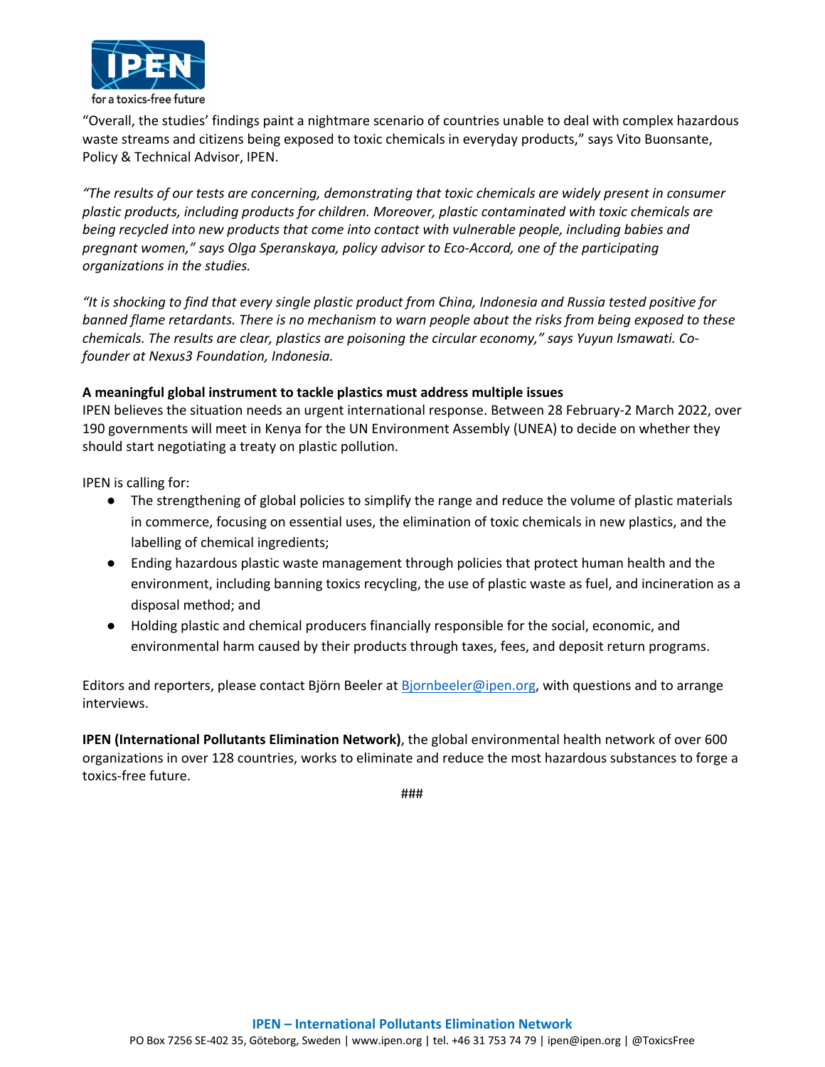"Overall, the studies' findings paint a nightmare scenario of countries unable to deal with complex hazardous waste streams and citizens being exposed to toxic chemicals in everyday products," says Vito Buonsante, Policy & Technical Advisor, IPEN.

*"The results of our tests are concerning, demonstrating that toxic chemicals are widely present in consumer plastic products, including products for children. Moreover, plastic contaminated with toxic chemicals are being recycled into new products that come into contact with vulnerable people, including babies and pregnant women," says Olga Speranskaya, policy advisor to Eco-Accord, one of the participating organizations in the studies.*

*"It is shocking to find that every single plastic product from China, Indonesia and Russia tested positive for banned flame retardants. There is no mechanism to warn people about the risks from being exposed to these chemicals. The results are clear, plastics are poisoning the circular economy," says Yuyun Ismawati. Co-founder at Nexus3 Foundation, Indonesia.*

**A meaningful global instrument to tackle plastics must address multiple issues**

IPEN believes the situation needs an urgent international response. Between 28 February-2 March 2022, over 190 governments will meet in Kenya for the UN Environment Assembly (UNEA) to decide on whether they should start negotiating a treaty on plastic pollution.

IPEN is calling for:

- The strengthening of global policies to simplify the range and reduce the volume of plastic materials in commerce, focusing on essential uses, the elimination of toxic chemicals in new plastics, and the labelling of chemical ingredients;
- Ending hazardous plastic waste management through policies that protect human health and the environment, including banning toxics recycling, the use of plastic waste as fuel, and incineration as a disposal method; and
- Holding plastic and chemical producers financially responsible for the social, economic, and environmental harm caused by their products through taxes, fees, and deposit return programs.

Editors and reporters, please contact Björn Beeler at Bjornbeeler@ipen.org, with questions and to arrange interviews.

**IPEN (International Pollutants Elimination Network)**, the global environmental health network of over 600 organizations in over 128 countries, works to eliminate and reduce the most hazardous substances to forge a toxics-free future.

###